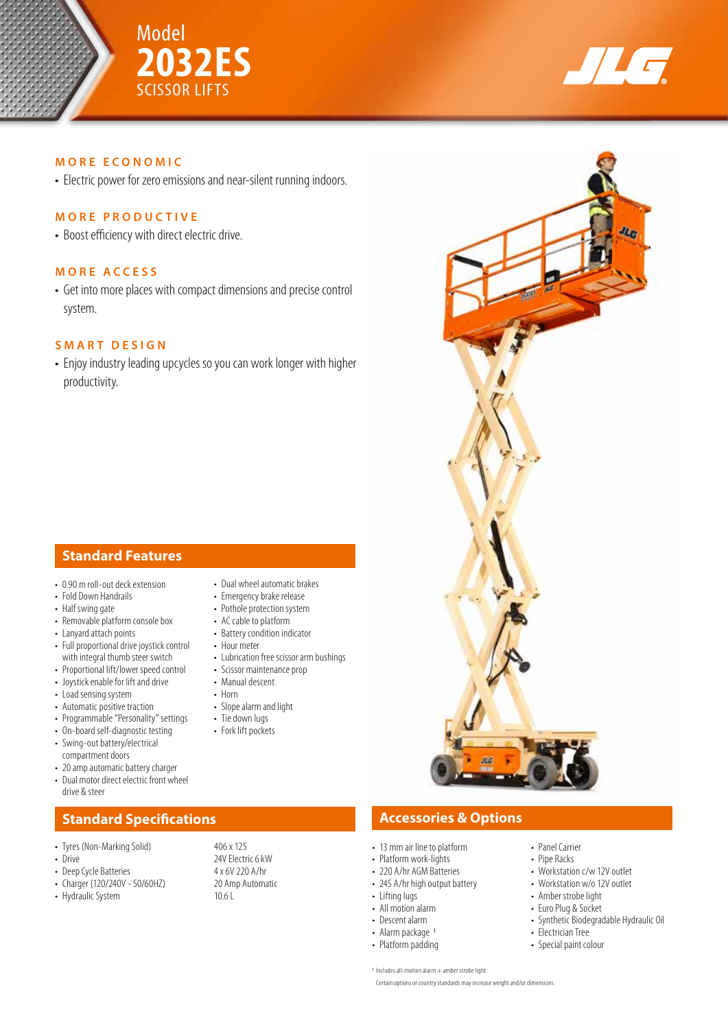# Model 2032ES

## SCISSOR LIFTS

### MORE ECONOMIC

- Electric power for zero emissions and near-silent running indoors.

### MORE PRODUCTIVE

- Boost efficiency with direct electric drive.

### MORE ACCESS

- Get into more places with compact dimensions and precise control system.

### SMART DESIGN

- Enjoy industry leading upcycles so you can work longer with higher productivity.

## Standard Features

- 0.90 m roll-out deck extension
- Fold Down Handrails
- Half swing gate
- Removable platform console box
- Lanyard attach points
- Full proportional drive joystick control with integral thumb steer switch
- Proportional lift/lower speed control
- Joystick enable for lift and drive
- Load sensing system
- Automatic positive traction
- Programmable "Personality" settings
- On-board self-diagnostic testing
- Swing-out battery/electrical compartment doors
- 20 amp automatic battery charger
- Dual motor direct electric front wheel drive & steer
- Dual wheel automatic brakes
- Emergency brake release
- Pothole protection system
- AC cable to platform
- Battery condition indicator
- Hour meter
- Lubrication free scissor arm bushings
- Scissor maintenance prop
- Manual descent
- Horn
- Slope alarm and light
- Tie down lugs
- Fork lift pockets

## Standard Specifications

| | |
|---|---|
| Tyres (Non-Marking Solid) | 406 x 125 |
| Drive | 24V Electric 6 kW |
| Deep Cycle Batteries | 4 x 6V 220 A/hr |
| Charger (120/240V - 50/60HZ) | 20 Amp Automatic |
| Hydraulic System | 10.6 L |

## Accessories & Options

- 13 mm air line to platform
- Platform work-lights
- 220 A/hr AGM Batteries
- 245 A/hr high output battery
- Lifting lugs
- All motion alarm
- Descent alarm
- Alarm package [1]
- Platform padding
- Panel Carrier
- Pipe Racks
- Workstation c/w 12V outlet
- Workstation w/o 12V outlet
- Amber strobe light
- Euro Plug & Socket
- Synthetic Biodegradable Hydraulic Oil
- Electrician Tree
- Special paint colour

[1] Includes all-motion alarm + amber strobe light.

Certain options or country standards may increase weight and/or dimensions.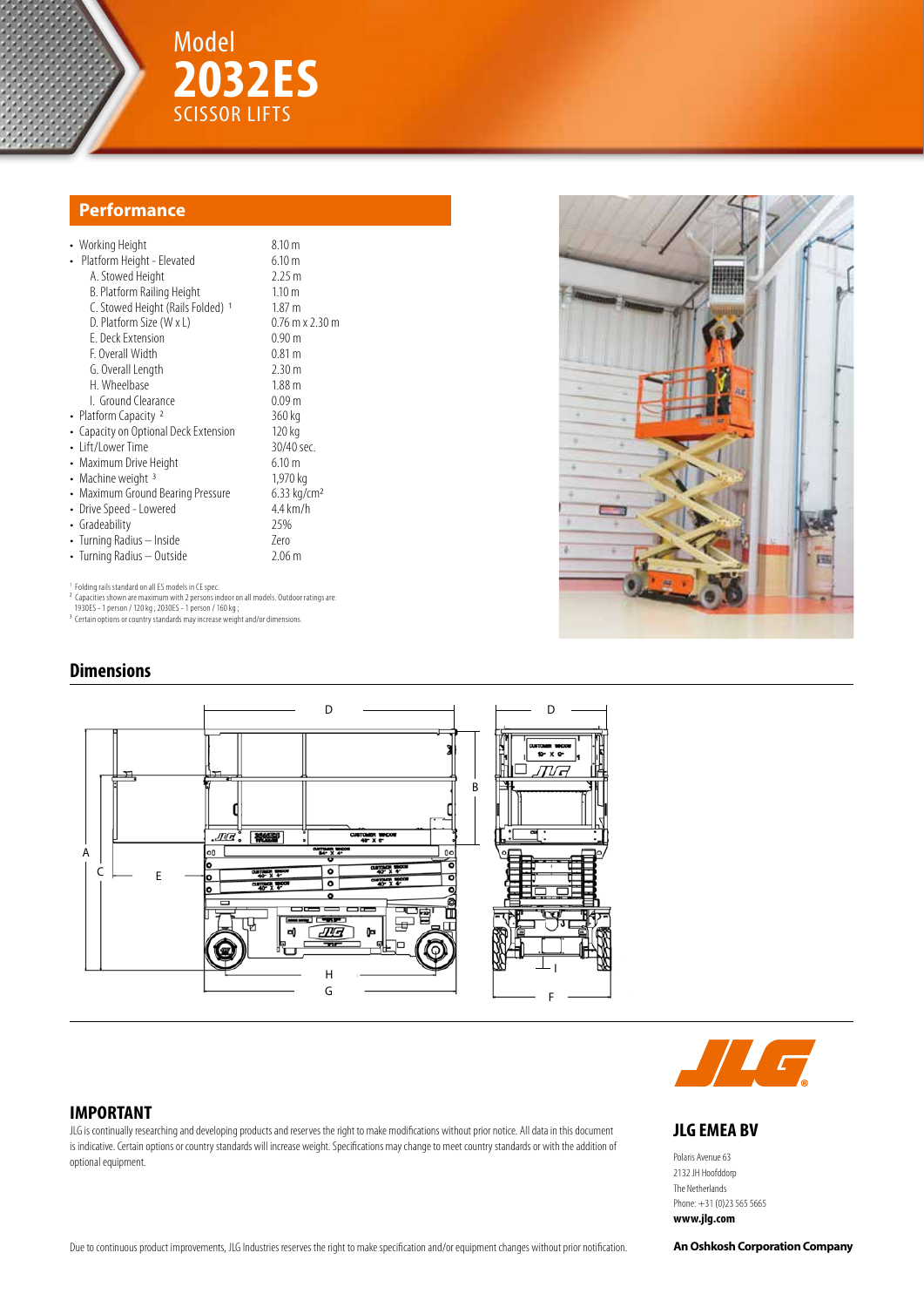# Model
# 2032ES
## SCISSOR LIFTS

## Performance

| | |
|---|---|
| • Working Height | 8.10 m |
| • Platform Height - Elevated | 6.10 m |
| A. Stowed Height | 2.25 m |
| B. Platform Railing Height | 1.10 m |
| C. Stowed Height (Rails Folded) [1] | 1.87 m |
| D. Platform Size (W x L) | 0.76 m x 2.30 m |
| E. Deck Extension | 0.90 m |
| F. Overall Width | 0.81 m |
| G. Overall Length | 2.30 m |
| H. Wheelbase | 1.88 m |
| I. Ground Clearance | 0.09 m |
| • Platform Capacity [2] | 360 kg |
| • Capacity on Optional Deck Extension | 120 kg |
| • Lift/Lower Time | 30/40 sec. |
| • Maximum Drive Height | 6.10 m |
| • Machine weight [3] | 1,970 kg |
| • Maximum Ground Bearing Pressure | 6.33 kg/cm² |
| • Drive Speed - Lowered | 4.4 km/h |
| • Gradeability | 25% |
| • Turning Radius – Inside | Zero |
| • Turning Radius – Outside | 2.06 m |

[1] Folding rails standard on all ES models in CE spec.
[2] Capacities shown are maximum with 2 persons indoor on all models. Outdoor ratings are: 1930ES - 1 person / 120 kg ; 2030ES - 1 person / 160 kg ;
[3] Certain options or country standards may increase weight and/or dimensions.

## Dimensions

D
B
A
C
E
H
G
D
I
F

## IMPORTANT

JLG is continually researching and developing products and reserves the right to make modifications without prior notice. All data in this document is indicative. Certain options or country standards will increase weight. Specifications may change to meet country standards or with the addition of optional equipment.

### JLG EMEA BV

Polaris Avenue 63
2132 JH Hoofddorp
The Netherlands
Phone: +31 (0)23 565 5665
**www.jlg.com**

Due to continuous product improvements, JLG Industries reserves the right to make specification and/or equipment changes without prior notification.

**An Oshkosh Corporation Company**